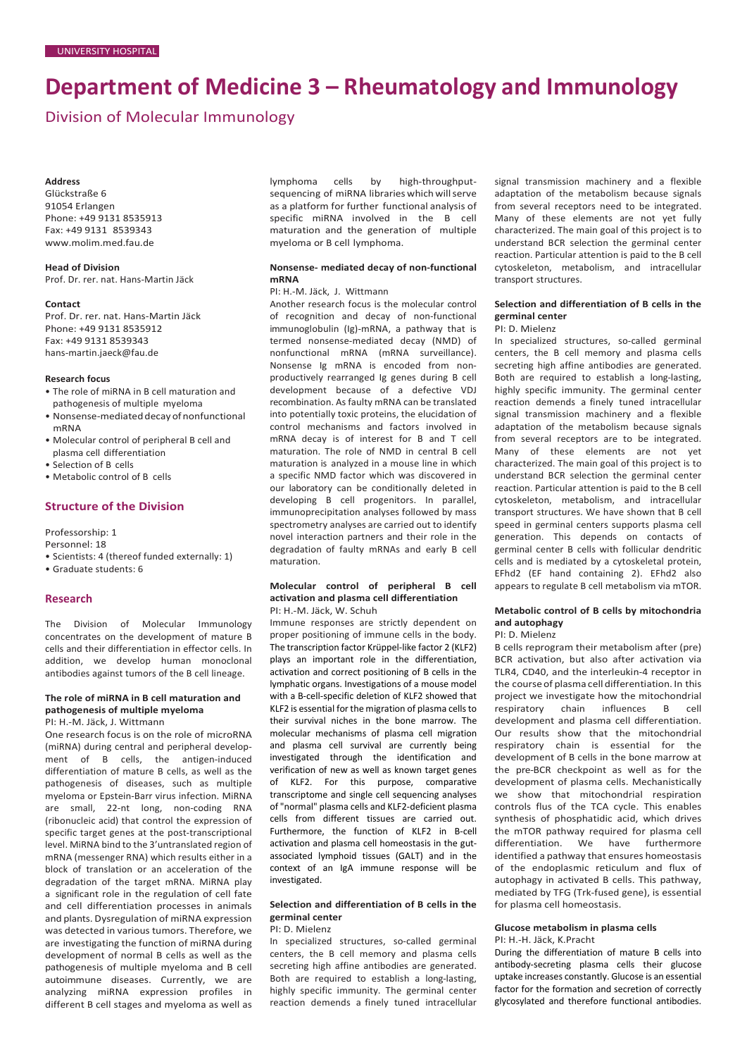UNIVERSITY HOSPITAL

# Department of Medicine 3 – Rheumatology and Immunology

## Division of Molecular Immunology

**Address**
Glückstraße 6
91054 Erlangen
Phone: +49 9131 8535913
Fax: +49 9131 8539343
www.molim.med.fau.de

**Head of Division**
Prof. Dr. rer. nat. Hans-Martin Jäck

**Contact**
Prof. Dr. rer. nat. Hans-Martin Jäck
Phone: +49 9131 8535912
Fax: +49 9131 8539343
hans-martin.jaeck@fau.de

**Research focus**

- The role of miRNA in B cell maturation and pathogenesis of multiple myeloma
- Nonsense-mediated decay of nonfunctional mRNA
- Molecular control of peripheral B cell and plasma cell differentiation
- Selection of B cells
- Metabolic control of B cells

### Structure of the Division

Professorship: 1
Personnel: 18

- Scientists: 4 (thereof funded externally: 1)
- Graduate students: 6

### Research

The Division of Molecular Immunology concentrates on the development of mature B cells and their differentiation in effector cells. In addition, we develop human monoclonal antibodies against tumors of the B cell lineage.

#### The role of miRNA in B cell maturation and pathogenesis of multiple myeloma

PI: H.-M. Jäck, J. Wittmann

One research focus is on the role of microRNA (miRNA) during central and peripheral development of B cells, the antigen-induced differentiation of mature B cells, as well as the pathogenesis of diseases, such as multiple myeloma or Epstein-Barr virus infection. MiRNA are small, 22-nt long, non-coding RNA (ribonucleic acid) that control the expression of specific target genes at the post-transcriptional level. MiRNA bind to the 3'untranslated region of mRNA (messenger RNA) which results either in a block of translation or an acceleration of the degradation of the target mRNA. MiRNA play a significant role in the regulation of cell fate and cell differentiation processes in animals and plants. Dysregulation of miRNA expression was detected in various tumors. Therefore, we are investigating the function of miRNA during development of normal B cells as well as the pathogenesis of multiple myeloma and B cell autoimmune diseases. Currently, we are analyzing miRNA expression profiles in different B cell stages and myeloma as well as lymphoma cells by high-throughput-sequencing of miRNA libraries which will serve as a platform for further functional analysis of specific miRNA involved in the B cell maturation and the generation of multiple myeloma or B cell lymphoma.

#### Nonsense- mediated decay of non-functional mRNA

PI: H.-M. Jäck, J. Wittmann

Another research focus is the molecular control of recognition and decay of non-functional immunoglobulin (Ig)-mRNA, a pathway that is termed nonsense-mediated decay (NMD) of nonfunctional mRNA (mRNA surveillance). Nonsense Ig mRNA is encoded from non-productively rearranged Ig genes during B cell development because of a defective VDJ recombination. As faulty mRNA can be translated into potentially toxic proteins, the elucidation of control mechanisms and factors involved in mRNA decay is of interest for B and T cell maturation. The role of NMD in central B cell maturation is analyzed in a mouse line in which a specific NMD factor which was discovered in our laboratory can be conditionally deleted in developing B cell progenitors. In parallel, immunoprecipitation analyses followed by mass spectrometry analyses are carried out to identify novel interaction partners and their role in the degradation of faulty mRNAs and early B cell maturation.

#### Molecular control of peripheral B cell activation and plasma cell differentiation

PI: H.-M. Jäck, W. Schuh

Immune responses are strictly dependent on proper positioning of immune cells in the body. The transcription factor Krüppel-like factor 2 (KLF2) plays an important role in the differentiation, activation and correct positioning of B cells in the lymphatic organs. Investigations of a mouse model with a B-cell-specific deletion of KLF2 showed that KLF2 is essential for the migration of plasma cells to their survival niches in the bone marrow. The molecular mechanisms of plasma cell migration and plasma cell survival are currently being investigated through the identification and verification of new as well as known target genes of KLF2. For this purpose, comparative transcriptome and single cell sequencing analyses of "normal" plasma cells and KLF2-deficient plasma cells from different tissues are carried out. Furthermore, the function of KLF2 in B-cell activation and plasma cell homeostasis in the gut-associated lymphoid tissues (GALT) and in the context of an IgA immune response will be investigated.

#### Selection and differentiation of B cells in the germinal center

PI: D. Mielenz

In specialized structures, so-called germinal centers, the B cell memory and plasma cells secreting high affine antibodies are generated. Both are required to establish a long-lasting, highly specific immunity. The germinal center reaction demends a finely tuned intracellular signal transmission machinery and a flexible adaptation of the metabolism because signals from several receptors need to be integrated. Many of these elements are not yet fully characterized. The main goal of this project is to understand BCR selection the germinal center reaction. Particular attention is paid to the B cell cytoskeleton, metabolism, and intracellular transport structures.

#### Selection and differentiation of B cells in the germinal center

PI: D. Mielenz

In specialized structures, so-called germinal centers, the B cell memory and plasma cells secreting high affine antibodies are generated. Both are required to establish a long-lasting, highly specific immunity. The germinal center reaction demends a finely tuned intracellular signal transmission machinery and a flexible adaptation of the metabolism because signals from several receptors are to be integrated. Many of these elements are not yet characterized. The main goal of this project is to understand BCR selection the germinal center reaction. Particular attention is paid to the B cell cytoskeleton, metabolism, and intracellular transport structures. We have shown that B cell speed in germinal centers supports plasma cell generation. This depends on contacts of germinal center B cells with follicular dendritic cells and is mediated by a cytoskeletal protein, EFhd2 (EF hand containing 2). EFhd2 also appears to regulate B cell metabolism via mTOR.

#### Metabolic control of B cells by mitochondria and autophagy

PI: D. Mielenz

B cells reprogram their metabolism after (pre) BCR activation, but also after activation via TLR4, CD40, and the interleukin-4 receptor in the course of plasma cell differentiation. In this project we investigate how the mitochondrial respiratory chain influences B cell development and plasma cell differentiation. Our results show that the mitochondrial respiratory chain is essential for the development of B cells in the bone marrow at the pre-BCR checkpoint as well as for the development of plasma cells. Mechanistically we show that mitochondrial respiration controls flus of the TCA cycle. This enables synthesis of phosphatidic acid, which drives the mTOR pathway required for plasma cell differentiation. We have furthermore identified a pathway that ensures homeostasis of the endoplasmic reticulum and flux of autophagy in activated B cells. This pathway, mediated by TFG (Trk-fused gene), is essential for plasma cell homeostasis.

#### Glucose metabolism in plasma cells

PI: H.-H. Jäck, K.Pracht

During the differentiation of mature B cells into antibody-secreting plasma cells their glucose uptake increases constantly. Glucose is an essential factor for the formation and secretion of correctly glycosylated and therefore functional antibodies.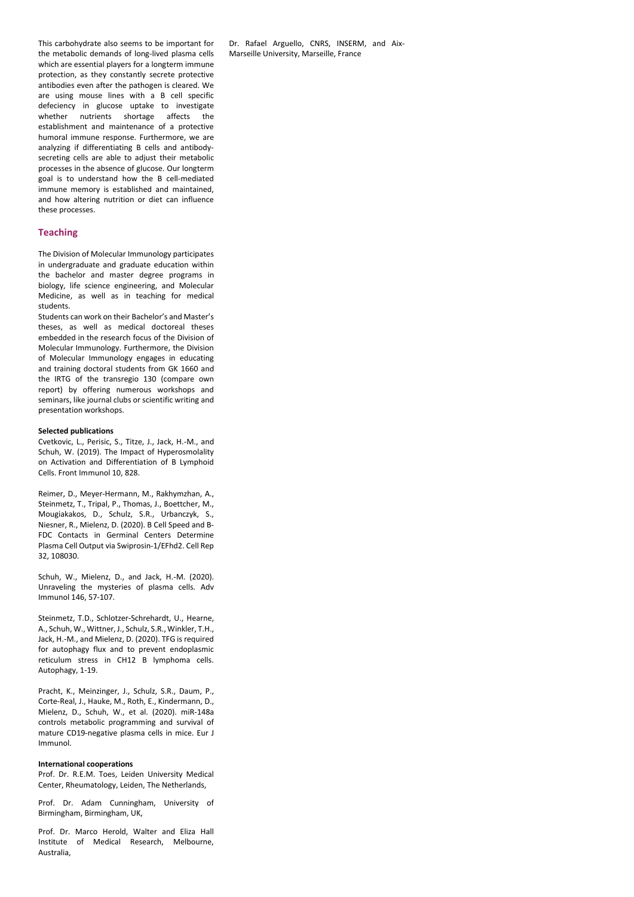This carbohydrate also seems to be important for the metabolic demands of long-lived plasma cells which are essential players for a longterm immune protection, as they constantly secrete protective antibodies even after the pathogen is cleared. We are using mouse lines with a B cell specific defeciency in glucose uptake to investigate whether nutrients shortage affects the establishment and maintenance of a protective humoral immune response. Furthermore, we are analyzing if differentiating B cells and antibody-secreting cells are able to adjust their metabolic processes in the absence of glucose. Our longterm goal is to understand how the B cell-mediated immune memory is established and maintained, and how altering nutrition or diet can influence these processes.

## Teaching

The Division of Molecular Immunology participates in undergraduate and graduate education within the bachelor and master degree programs in biology, life science engineering, and Molecular Medicine, as well as in teaching for medical students.

Students can work on their Bachelor's and Master's theses, as well as medical doctoreal theses embedded in the research focus of the Division of Molecular Immunology. Furthermore, the Division of Molecular Immunology engages in educating and training doctoral students from GK 1660 and the IRTG of the transregio 130 (compare own report) by offering numerous workshops and seminars, like journal clubs or scientific writing and presentation workshops.

**Selected publications**

Cvetkovic, L., Perisic, S., Titze, J., Jack, H.-M., and Schuh, W. (2019). The Impact of Hyperosmolality on Activation and Differentiation of B Lymphoid Cells. Front Immunol 10, 828.

Reimer, D., Meyer-Hermann, M., Rakhymzhan, A., Steinmetz, T., Tripal, P., Thomas, J., Boettcher, M., Mougiakakos, D., Schulz, S.R., Urbanczyk, S., Niesner, R., Mielenz, D. (2020). B Cell Speed and B-FDC Contacts in Germinal Centers Determine Plasma Cell Output via Swiprosin-1/EFhd2. Cell Rep 32, 108030.

Schuh, W., Mielenz, D., and Jack, H.-M. (2020). Unraveling the mysteries of plasma cells. Adv Immunol 146, 57-107.

Steinmetz, T.D., Schlotzer-Schrehardt, U., Hearne, A., Schuh, W., Wittner, J., Schulz, S.R., Winkler, T.H., Jack, H.-M., and Mielenz, D. (2020). TFG is required for autophagy flux and to prevent endoplasmic reticulum stress in CH12 B lymphoma cells. Autophagy, 1-19.

Pracht, K., Meinzinger, J., Schulz, S.R., Daum, P., Corte-Real, J., Hauke, M., Roth, E., Kindermann, D., Mielenz, D., Schuh, W., et al. (2020). miR-148a controls metabolic programming and survival of mature CD19-negative plasma cells in mice. Eur J Immunol.

**International cooperations**

Prof. Dr. R.E.M. Toes, Leiden University Medical Center, Rheumatology, Leiden, The Netherlands,

Prof. Dr. Adam Cunningham, University of Birmingham, Birmingham, UK,

Prof. Dr. Marco Herold, Walter and Eliza Hall Institute of Medical Research, Melbourne, Australia,

Dr. Rafael Arguello, CNRS, INSERM, and Aix-Marseille University, Marseille, France